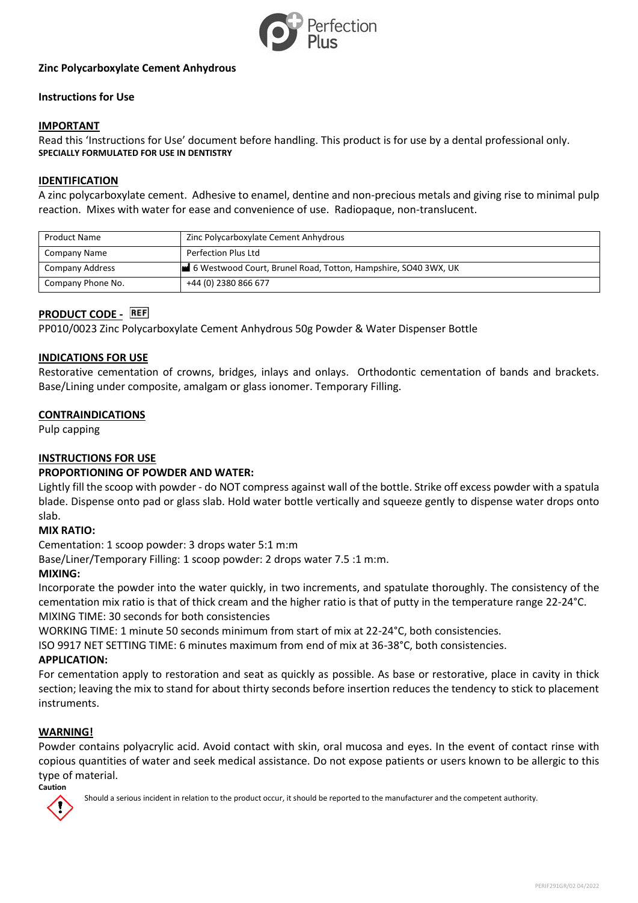**Zinc Polycarboxylate Cement Anhydrous**

**Instructions for Use**

## IMPORTANT

Read this 'Instructions for Use' document before handling. This product is for use by a dental professional only.
**SPECIALLY FORMULATED FOR USE IN DENTISTRY**

## IDENTIFICATION

A zinc polycarboxylate cement. Adhesive to enamel, dentine and non-precious metals and giving rise to minimal pulp reaction. Mixes with water for ease and convenience of use. Radiopaque, non-translucent.

| Product Name | Zinc Polycarboxylate Cement Anhydrous |
|---|---|
| Company Name | Perfection Plus Ltd |
| Company Address | 6 Westwood Court, Brunel Road, Totton, Hampshire, SO40 3WX, UK |
| Company Phone No. | +44 (0) 2380 866 677 |

## PRODUCT CODE - REF

PP010/0023 Zinc Polycarboxylate Cement Anhydrous 50g Powder & Water Dispenser Bottle

## INDICATIONS FOR USE

Restorative cementation of crowns, bridges, inlays and onlays. Orthodontic cementation of bands and brackets. Base/Lining under composite, amalgam or glass ionomer. Temporary Filling.

## CONTRAINDICATIONS

Pulp capping

## INSTRUCTIONS FOR USE

### PROPORTIONING OF POWDER AND WATER:

Lightly fill the scoop with powder - do NOT compress against wall of the bottle. Strike off excess powder with a spatula blade. Dispense onto pad or glass slab. Hold water bottle vertically and squeeze gently to dispense water drops onto slab.

### MIX RATIO:

Cementation: 1 scoop powder: 3 drops water 5:1 m:m

Base/Liner/Temporary Filling: 1 scoop powder: 2 drops water 7.5 :1 m:m.

### MIXING:

Incorporate the powder into the water quickly, in two increments, and spatulate thoroughly. The consistency of the cementation mix ratio is that of thick cream and the higher ratio is that of putty in the temperature range 22-24°C.

MIXING TIME: 30 seconds for both consistencies

WORKING TIME: 1 minute 50 seconds minimum from start of mix at 22-24°C, both consistencies.

ISO 9917 NET SETTING TIME: 6 minutes maximum from end of mix at 36-38°C, both consistencies.

### APPLICATION:

For cementation apply to restoration and seat as quickly as possible. As base or restorative, place in cavity in thick section; leaving the mix to stand for about thirty seconds before insertion reduces the tendency to stick to placement instruments.

## WARNING!

Powder contains polyacrylic acid. Avoid contact with skin, oral mucosa and eyes. In the event of contact rinse with copious quantities of water and seek medical assistance. Do not expose patients or users known to be allergic to this type of material.

**Caution**

Should a serious incident in relation to the product occur, it should be reported to the manufacturer and the competent authority.

PERIF291GR/02 04/2022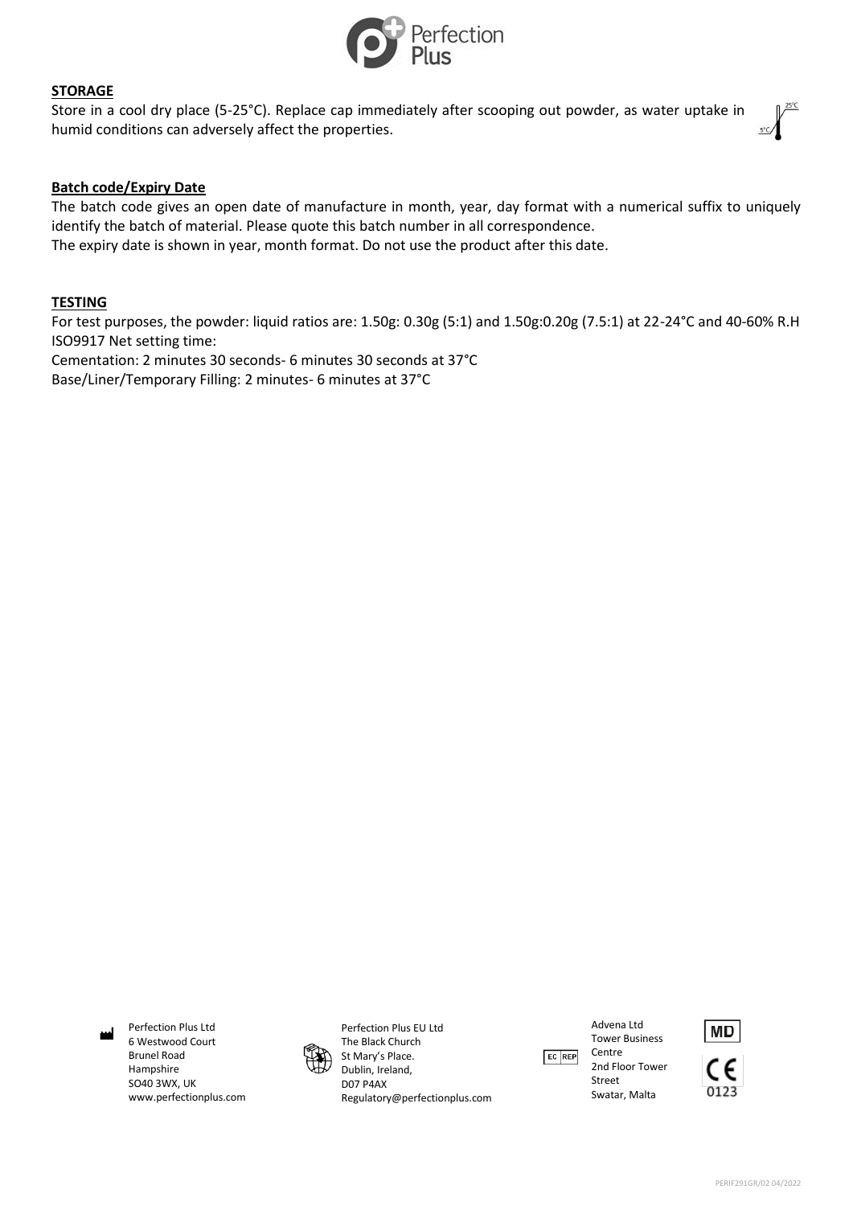## STORAGE

Store in a cool dry place (5-25°C). Replace cap immediately after scooping out powder, as water uptake in humid conditions can adversely affect the properties.

25°C
5°C

## Batch code/Expiry Date

The batch code gives an open date of manufacture in month, year, day format with a numerical suffix to uniquely identify the batch of material. Please quote this batch number in all correspondence.

The expiry date is shown in year, month format. Do not use the product after this date.

## TESTING

For test purposes, the powder: liquid ratios are: 1.50g: 0.30g (5:1) and 1.50g:0.20g (7.5:1) at 22-24°C and 40-60% R.H

ISO9917 Net setting time:

Cementation: 2 minutes 30 seconds- 6 minutes 30 seconds at 37°C

Base/Liner/Temporary Filling: 2 minutes- 6 minutes at 37°C

Perfection Plus Ltd
6 Westwood Court
Brunel Road
Hampshire
SO40 3WX, UK
www.perfectionplus.com

Perfection Plus EU Ltd
The Black Church
St Mary's Place.
Dublin, Ireland,
D07 P4AX
Regulatory@perfectionplus.com

EC REP

Advena Ltd
Tower Business Centre
2nd Floor Tower Street
Swatar, Malta

MD

CE 0123

PERIF291GR/02 04/2022